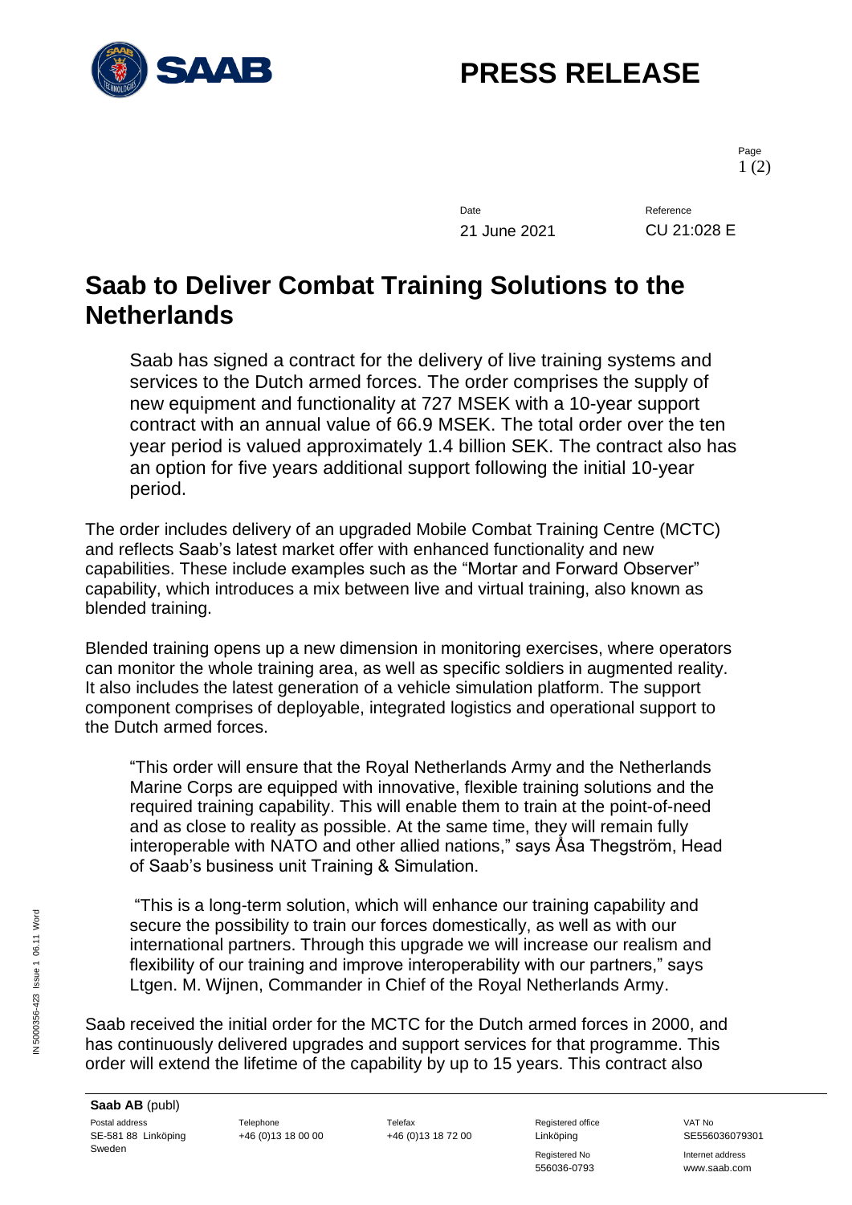# PRESS RELEASE

Date: 21 June 2021

Reference: CU 21:028 E

## Saab to Deliver Combat Training Solutions to the Netherlands

Saab has signed a contract for the delivery of live training systems and services to the Dutch armed forces. The order comprises the supply of new equipment and functionality at 727 MSEK with a 10-year support contract with an annual value of 66.9 MSEK. The total order over the ten year period is valued approximately 1.4 billion SEK. The contract also has an option for five years additional support following the initial 10-year period.

The order includes delivery of an upgraded Mobile Combat Training Centre (MCTC) and reflects Saab's latest market offer with enhanced functionality and new capabilities. These include examples such as the "Mortar and Forward Observer" capability, which introduces a mix between live and virtual training, also known as blended training.

Blended training opens up a new dimension in monitoring exercises, where operators can monitor the whole training area, as well as specific soldiers in augmented reality. It also includes the latest generation of a vehicle simulation platform. The support component comprises of deployable, integrated logistics and operational support to the Dutch armed forces.

"This order will ensure that the Royal Netherlands Army and the Netherlands Marine Corps are equipped with innovative, flexible training solutions and the required training capability. This will enable them to train at the point-of-need and as close to reality as possible. At the same time, they will remain fully interoperable with NATO and other allied nations," says Åsa Thegström, Head of Saab's business unit Training & Simulation.

"This is a long-term solution, which will enhance our training capability and secure the possibility to train our forces domestically, as well as with our international partners. Through this upgrade we will increase our realism and flexibility of our training and improve interoperability with our partners," says Ltgen. M. Wijnen, Commander in Chief of the Royal Netherlands Army.

Saab received the initial order for the MCTC for the Dutch armed forces in 2000, and has continuously delivered upgrades and support services for that programme. This order will extend the lifetime of the capability by up to 15 years. This contract also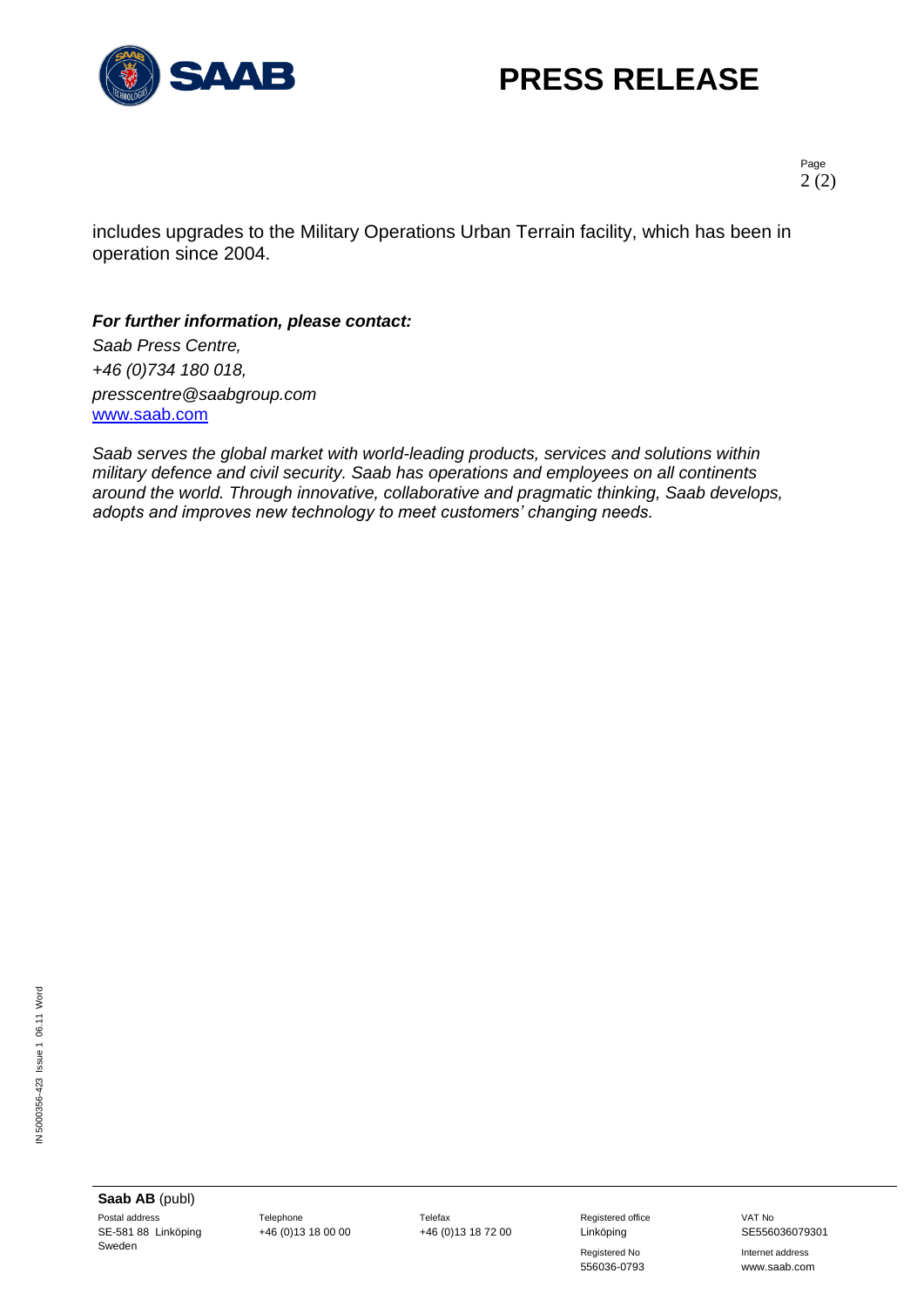includes upgrades to the Military Operations Urban Terrain facility, which has been in operation since 2004.

***For further information, please contact:***

*Saab Press Centre,*
*+46 (0)734 180 018,*
*presscentre@saabgroup.com*
[www.saab.com](http://www.saab.com)

*Saab serves the global market with world-leading products, services and solutions within military defence and civil security. Saab has operations and employees on all continents around the world. Through innovative, collaborative and pragmatic thinking, Saab develops, adopts and improves new technology to meet customers' changing needs.*